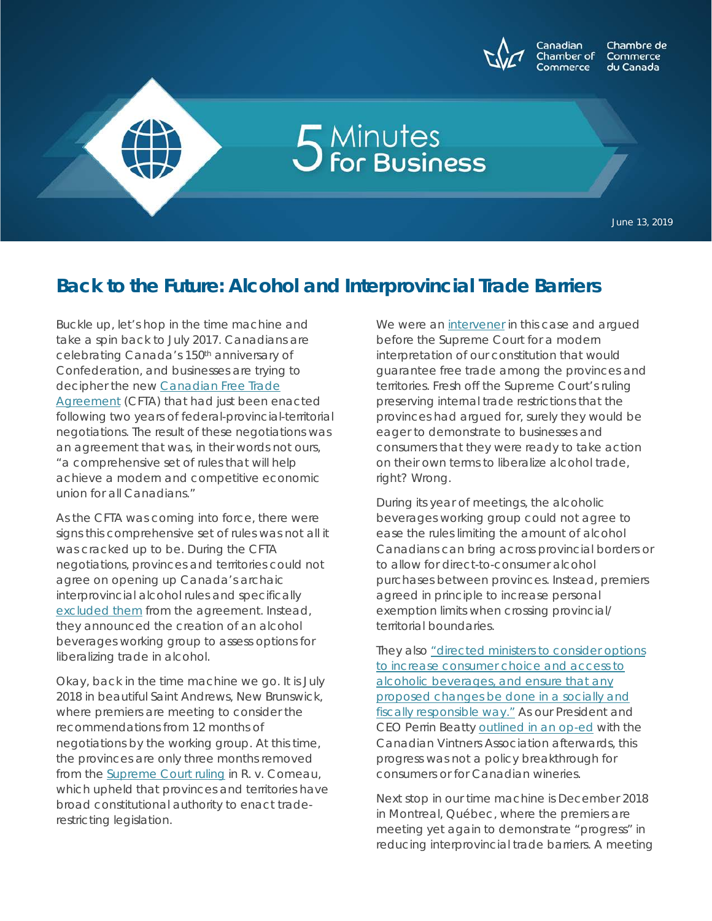Canadian Chamber of Commerce | Chambre de Commerce du Canada

# 5 Minutes for Business

June 13, 2019

## Back to the Future: Alcohol and Interprovincial Trade Barriers

Buckle up, let's hop in the time machine and take a spin back to July 2017. Canadians are celebrating Canada's 150th anniversary of Confederation, and businesses are trying to decipher the new Canadian Free Trade Agreement (CFTA) that had just been enacted following two years of federal-provincial-territorial negotiations. The result of these negotiations was an agreement that was, in their words not ours, "a comprehensive set of rules that will help achieve a modern and competitive economic union for all Canadians."

As the CFTA was coming into force, there were signs this comprehensive set of rules was not all it was cracked up to be. During the CFTA negotiations, provinces and territories could not agree on opening up Canada's archaic interprovincial alcohol rules and specifically excluded them from the agreement. Instead, they announced the creation of an alcohol beverages working group to assess options for liberalizing trade in alcohol.

Okay, back in the time machine we go. It is July 2018 in beautiful Saint Andrews, New Brunswick, where premiers are meeting to consider the recommendations from 12 months of negotiations by the working group. At this time, the provinces are only three months removed from the Supreme Court ruling in R. v. Comeau, which upheld that provinces and territories have broad constitutional authority to enact trade-restricting legislation.

We were an intervener in this case and argued before the Supreme Court for a modern interpretation of our constitution that would guarantee free trade among the provinces and territories. Fresh off the Supreme Court's ruling preserving internal trade restrictions that the provinces had argued for, surely they would be eager to demonstrate to businesses and consumers that they were ready to take action on their own terms to liberalize alcohol trade, right? Wrong.

During its year of meetings, the alcoholic beverages working group could not agree to ease the rules limiting the amount of alcohol Canadians can bring across provincial borders or to allow for direct-to-consumer alcohol purchases between provinces. Instead, premiers agreed in principle to increase personal exemption limits when crossing provincial/territorial boundaries.

They also "directed ministers to consider options to increase consumer choice and access to alcoholic beverages, and ensure that any proposed changes be done in a socially and fiscally responsible way." As our President and CEO Perrin Beatty outlined in an op-ed with the Canadian Vintners Association afterwards, this progress was not a policy breakthrough for consumers or for Canadian wineries.

Next stop in our time machine is December 2018 in Montreal, Québec, where the premiers are meeting yet again to demonstrate "progress" in reducing interprovincial trade barriers. A meeting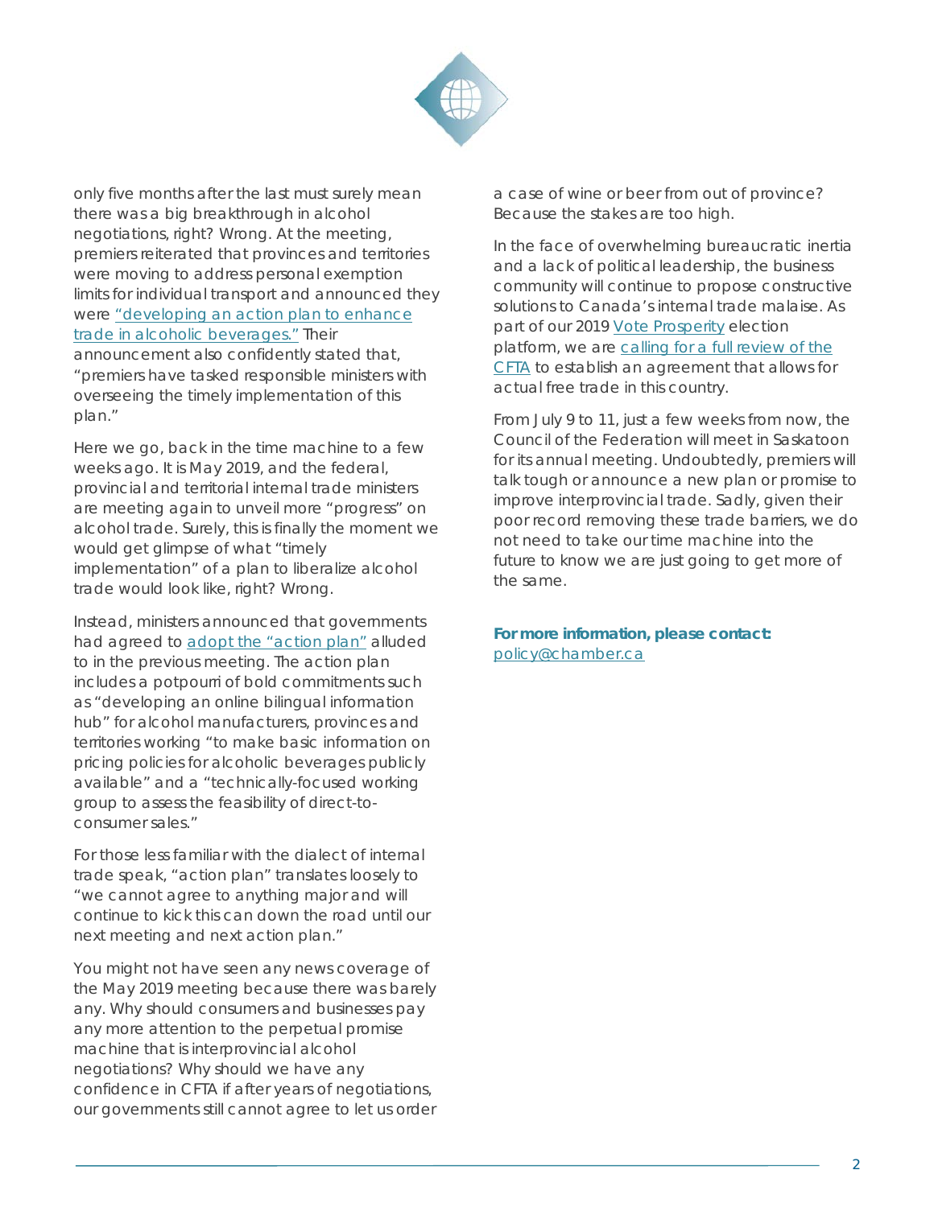only five months after the last must surely mean there was a big breakthrough in alcohol negotiations, right? Wrong. At the meeting, premiers reiterated that provinces and territories were moving to address personal exemption limits for individual transport and announced they were "developing an action plan to enhance trade in alcoholic beverages." Their announcement also confidently stated that, "premiers have tasked responsible ministers with overseeing the timely implementation of this plan."

Here we go, back in the time machine to a few weeks ago. It is May 2019, and the federal, provincial and territorial internal trade ministers are meeting again to unveil more "progress" on alcohol trade. Surely, this is finally the moment we would get glimpse of what "timely implementation" of a plan to liberalize alcohol trade would look like, right? Wrong.

Instead, ministers announced that governments had agreed to adopt the "action plan" alluded to in the previous meeting. The action plan includes a potpourri of bold commitments such as "developing an online bilingual information hub" for alcohol manufacturers, provinces and territories working "to make basic information on pricing policies for alcoholic beverages publicly available" and a "technically-focused working group to assess the feasibility of direct-to-consumer sales."

For those less familiar with the dialect of internal trade speak, "action plan" translates loosely to "we cannot agree to anything major and will continue to kick this can down the road until our next meeting and next action plan."

You might not have seen any news coverage of the May 2019 meeting because there was barely any. Why should consumers and businesses pay any more attention to the perpetual promise machine that is interprovincial alcohol negotiations? Why should we have any confidence in CFTA if after years of negotiations, our governments still cannot agree to let us order a case of wine or beer from out of province? Because the stakes are too high.

In the face of overwhelming bureaucratic inertia and a lack of political leadership, the business community will continue to propose constructive solutions to Canada's internal trade malaise. As part of our 2019 Vote Prosperity election platform, we are calling for a full review of the CFTA to establish an agreement that allows for actual free trade in this country.

From July 9 to 11, just a few weeks from now, the Council of the Federation will meet in Saskatoon for its annual meeting. Undoubtedly, premiers will talk tough or announce a new plan or promise to improve interprovincial trade. Sadly, given their poor record removing these trade barriers, we do not need to take our time machine into the future to know we are just going to get more of the same.

**For more information, please contact:**
policy@chamber.ca